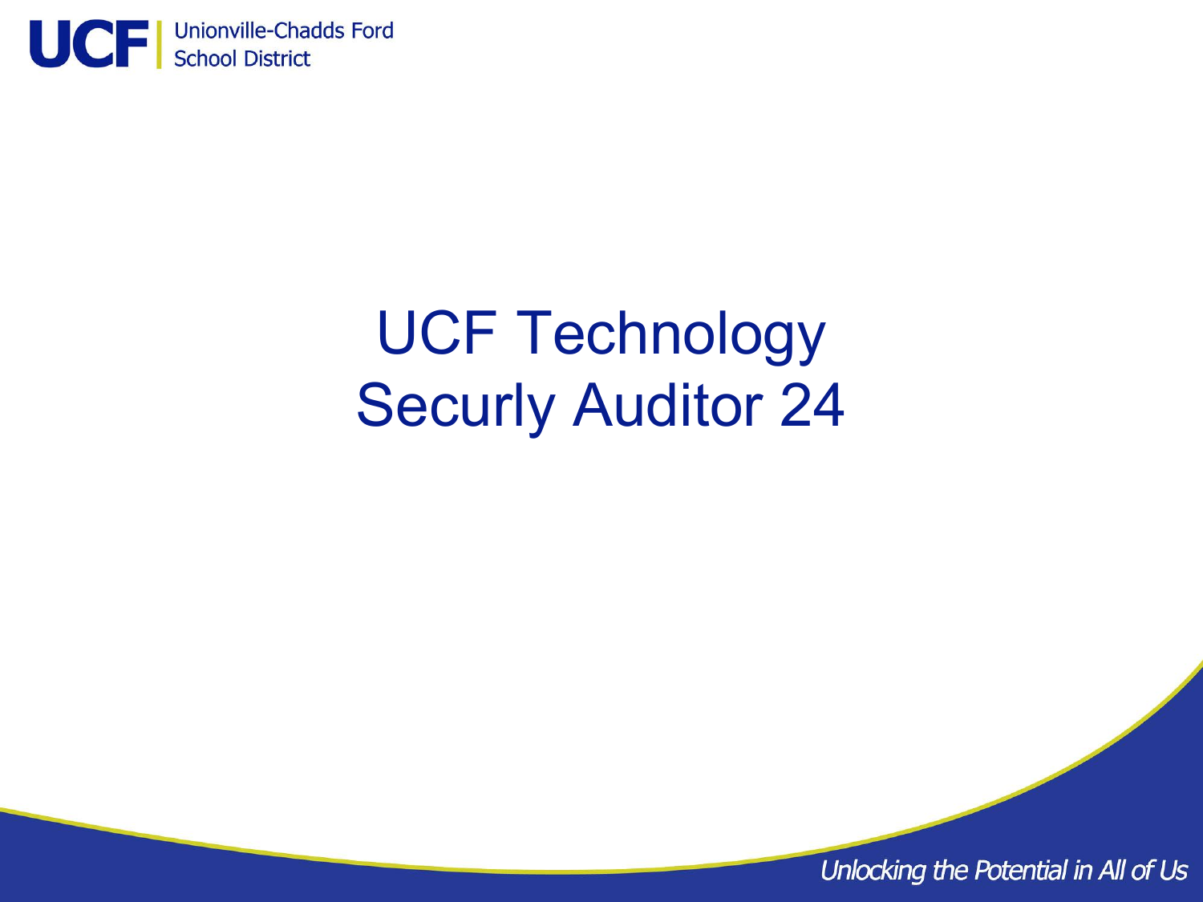Unionville-Chadds Ford School District

# UCF Technology Securly Auditor 24

*Unlocking the Potential in All of Us*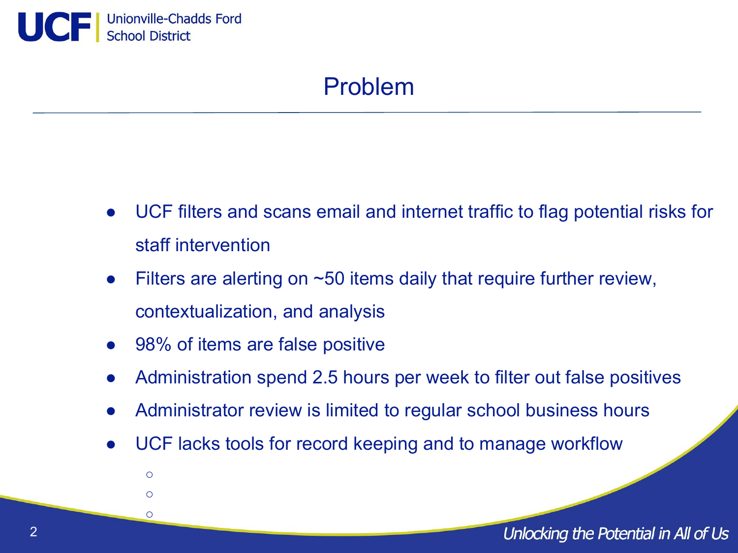# Problem

- UCF filters and scans email and internet traffic to flag potential risks for staff intervention
- Filters are alerting on ~50 items daily that require further review, contextualization, and analysis
- 98% of items are false positive
- Administration spend 2.5 hours per week to filter out false positives
- Administrator review is limited to regular school business hours
- UCF lacks tools for record keeping and to manage workflow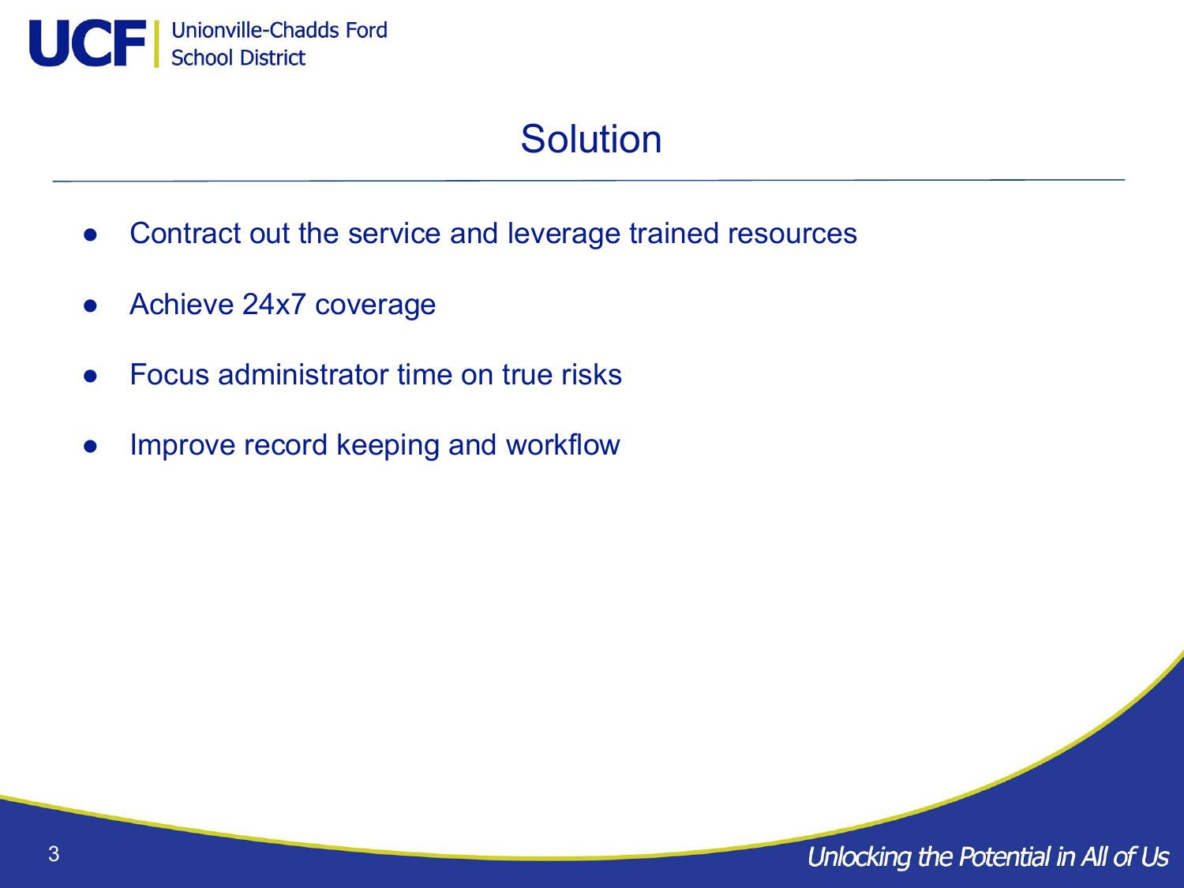# Solution

- Contract out the service and leverage trained resources
- Achieve 24x7 coverage
- Focus administrator time on true risks
- Improve record keeping and workflow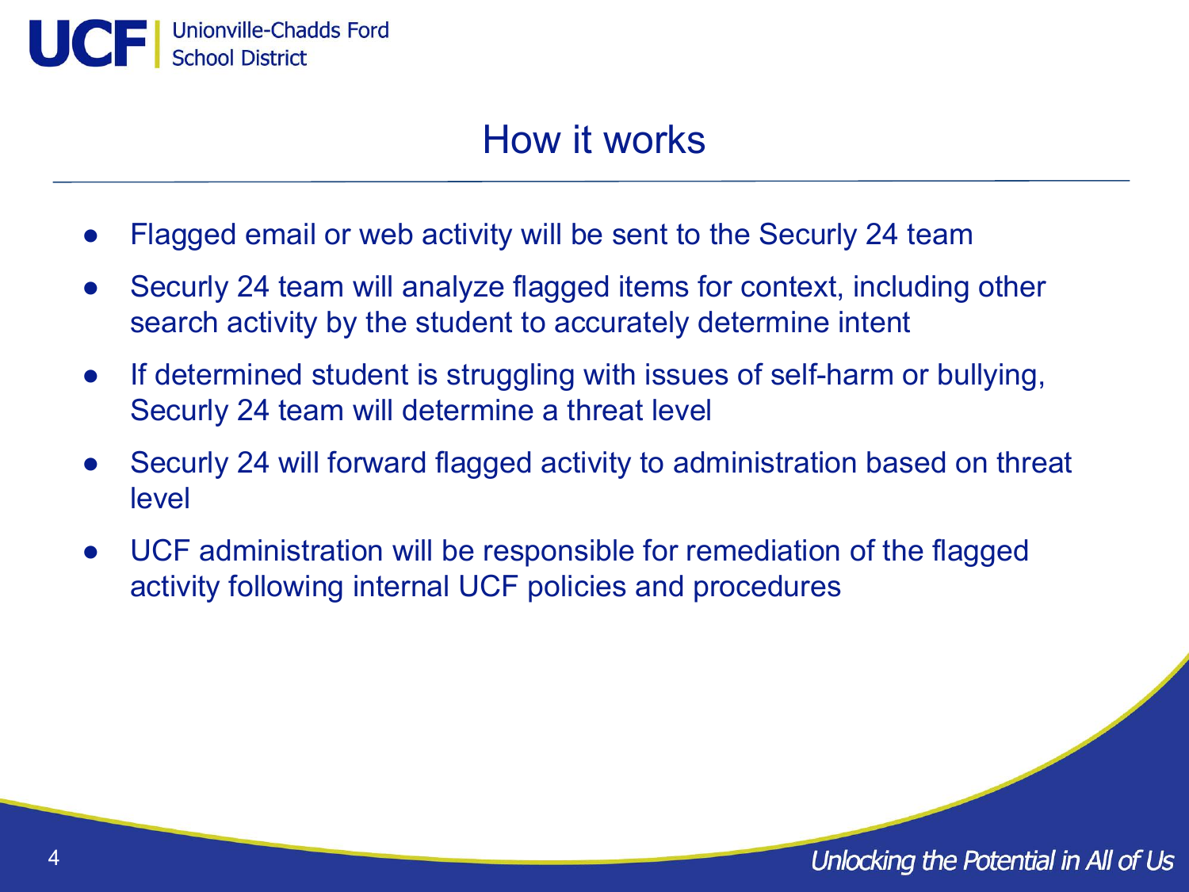# How it works

- Flagged email or web activity will be sent to the Securly 24 team
- Securly 24 team will analyze flagged items for context, including other search activity by the student to accurately determine intent
- If determined student is struggling with issues of self-harm or bullying, Securly 24 team will determine a threat level
- Securly 24 will forward flagged activity to administration based on threat level
- UCF administration will be responsible for remediation of the flagged activity following internal UCF policies and procedures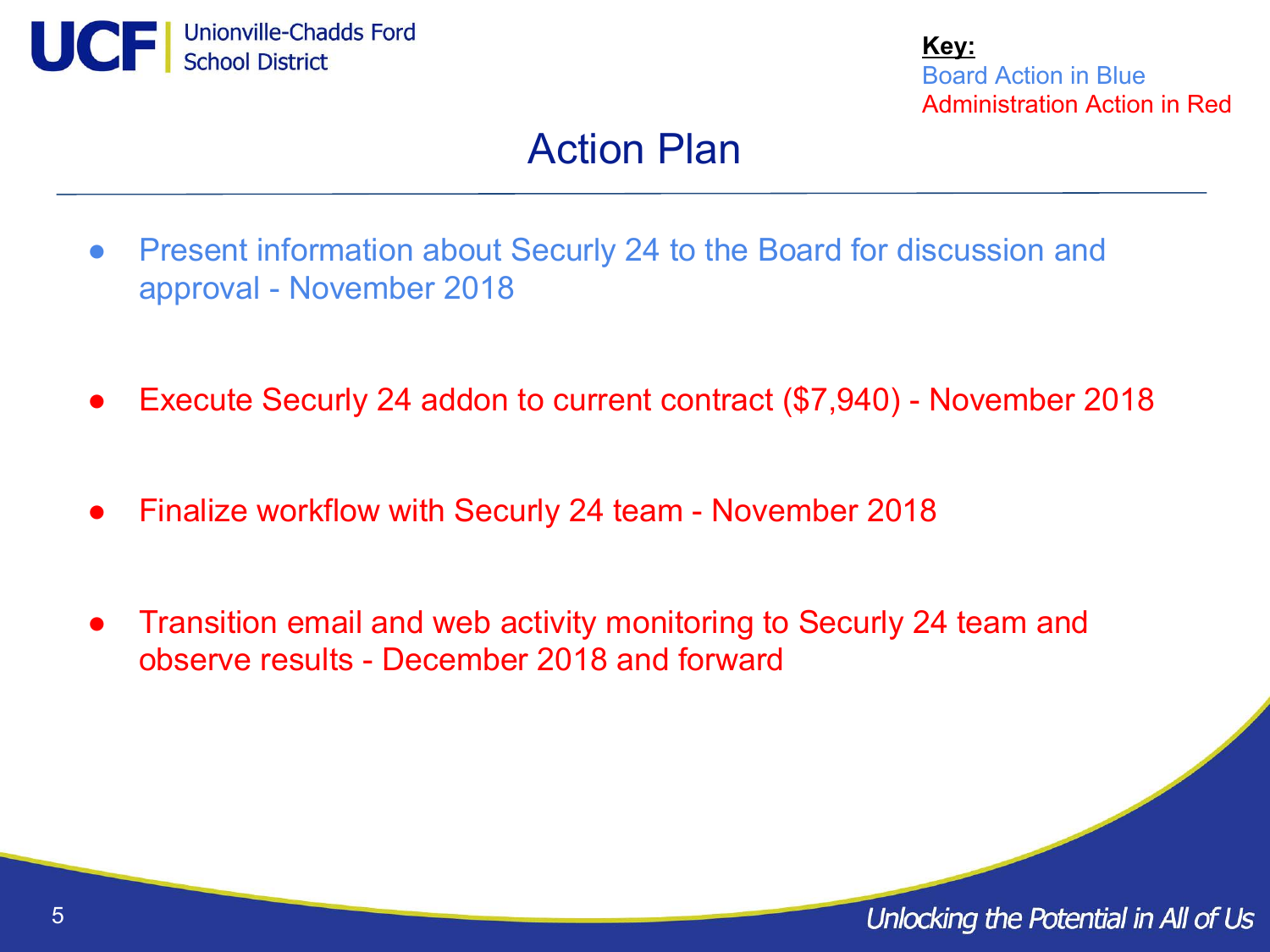Unionville-Chadds Ford School District

**Key:**
Board Action in Blue
Administration Action in Red

# Action Plan

- Present information about Securly 24 to the Board for discussion and approval - November 2018
- Execute Securly 24 addon to current contract ($7,940) - November 2018
- Finalize workflow with Securly 24 team - November 2018
- Transition email and web activity monitoring to Securly 24 team and observe results - December 2018 and forward